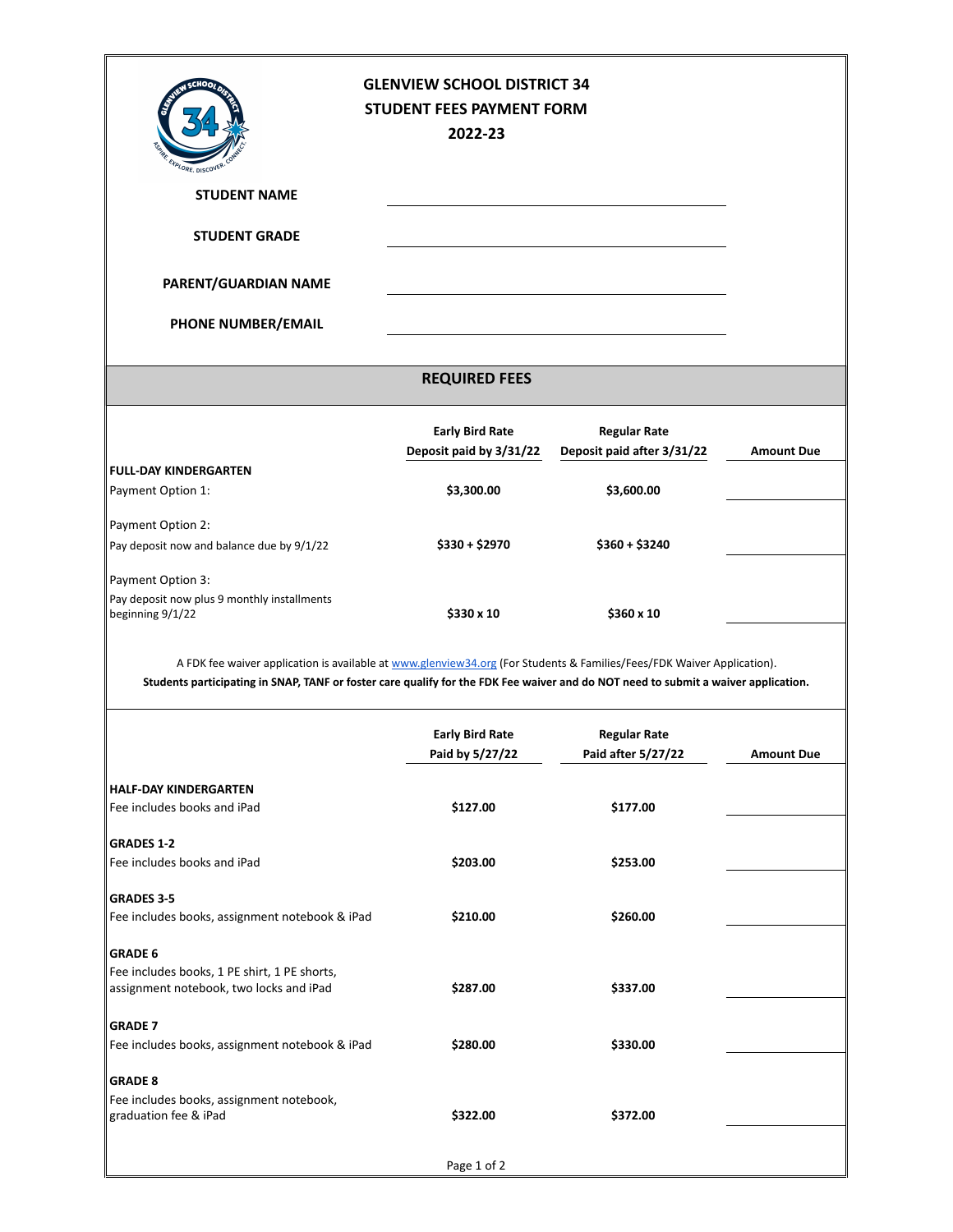# GLENVIEW SCHOOL DISTRICT 34
## STUDENT FEES PAYMENT FORM
## 2022-23

**STUDENT NAME** ______________________________

**STUDENT GRADE** ______________________________

**PARENT/GUARDIAN NAME** ______________________________

**PHONE NUMBER/EMAIL** ______________________________

## REQUIRED FEES

| | Early Bird Rate Deposit paid by 3/31/22 | Regular Rate Deposit paid after 3/31/22 | Amount Due |
|---|---|---|---|
| **FULL-DAY KINDERGARTEN** | | | |
| Payment Option 1: | $3,300.00 | $3,600.00 | |
| Payment Option 2: Pay deposit now and balance due by 9/1/22 | $330 + $2970 | $360 + $3240 | |
| Payment Option 3: Pay deposit now plus 9 monthly installments beginning 9/1/22 | $330 x 10 | $360 x 10 | |

A FDK fee waiver application is available at www.glenview34.org (For Students & Families/Fees/FDK Waiver Application).
**Students participating in SNAP, TANF or foster care qualify for the FDK Fee waiver and do NOT need to submit a waiver application.**

| | Early Bird Rate Paid by 5/27/22 | Regular Rate Paid after 5/27/22 | Amount Due |
|---|---|---|---|
| **HALF-DAY KINDERGARTEN** Fee includes books and iPad | $127.00 | $177.00 | |
| **GRADES 1-2** Fee includes books and iPad | $203.00 | $253.00 | |
| **GRADES 3-5** Fee includes books, assignment notebook & iPad | $210.00 | $260.00 | |
| **GRADE 6** Fee includes books, 1 PE shirt, 1 PE shorts, assignment notebook, two locks and iPad | $287.00 | $337.00 | |
| **GRADE 7** Fee includes books, assignment notebook & iPad | $280.00 | $330.00 | |
| **GRADE 8** Fee includes books, assignment notebook, graduation fee & iPad | $322.00 | $372.00 | |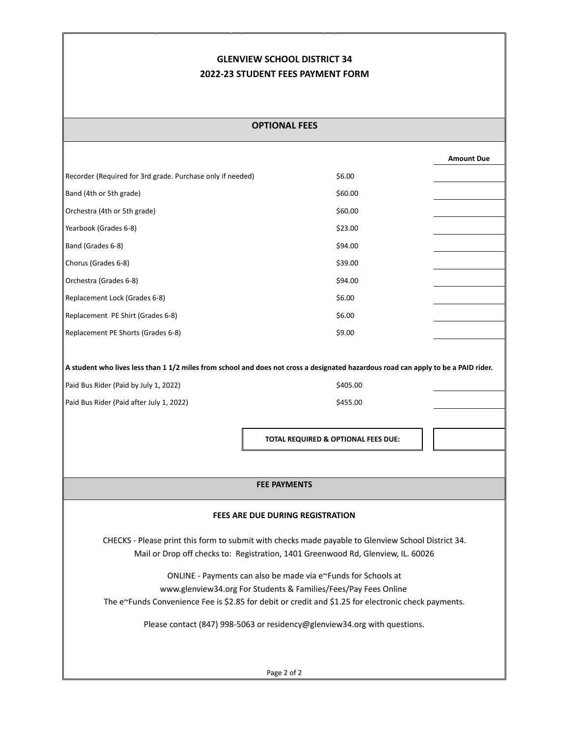## GLENVIEW SCHOOL DISTRICT 34
## 2022-23 STUDENT FEES PAYMENT FORM

### OPTIONAL FEES

| | | Amount Due |
|---|---|---|
| Recorder (Required for 3rd grade. Purchase only if needed) | $6.00 | |
| Band (4th or 5th grade) | $60.00 | |
| Orchestra (4th or 5th grade) | $60.00 | |
| Yearbook (Grades 6-8) | $23.00 | |
| Band (Grades 6-8) | $94.00 | |
| Chorus (Grades 6-8) | $39.00 | |
| Orchestra (Grades 6-8) | $94.00 | |
| Replacement Lock (Grades 6-8) | $6.00 | |
| Replacement PE Shirt (Grades 6-8) | $6.00 | |
| Replacement PE Shorts (Grades 6-8) | $9.00 | |

**A student who lives less than 1 1/2 miles from school and does not cross a designated hazardous road can apply to be a PAID rider.**

| | | |
|---|---|---|
| Paid Bus Rider (Paid by July 1, 2022) | $405.00 | |
| Paid Bus Rider (Paid after July 1, 2022) | $455.00 | |
| | **TOTAL REQUIRED & OPTIONAL FEES DUE:** | |

### FEE PAYMENTS

**FEES ARE DUE DURING REGISTRATION**

CHECKS - Please print this form to submit with checks made payable to Glenview School District 34.
Mail or Drop off checks to: Registration, 1401 Greenwood Rd, Glenview, IL. 60026

ONLINE - Payments can also be made via e~Funds for Schools at
www.glenview34.org For Students & Families/Fees/Pay Fees Online
The e~Funds Convenience Fee is $2.85 for debit or credit and $1.25 for electronic check payments.

Please contact (847) 998-5063 or residency@glenview34.org with questions.